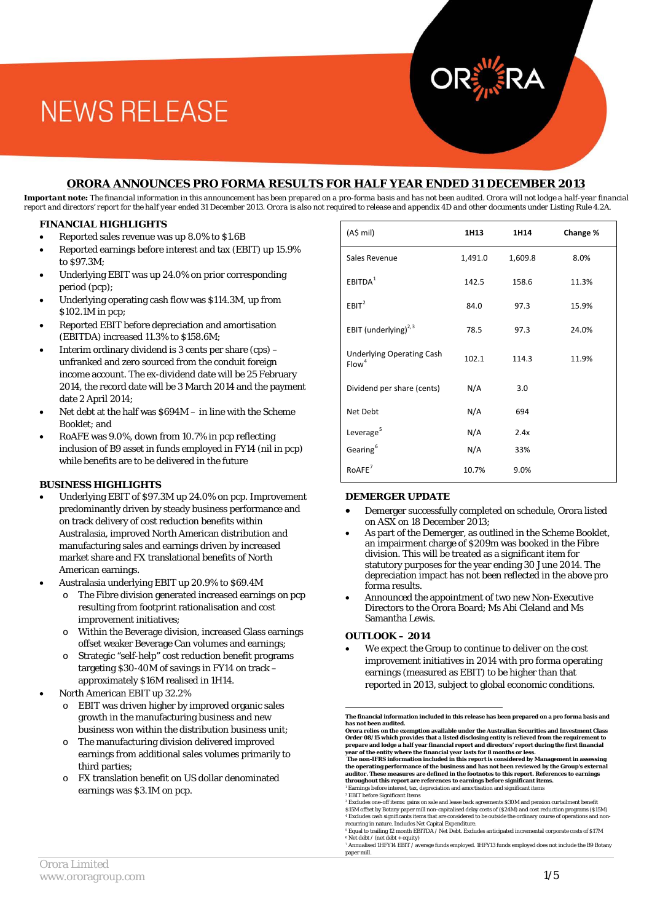# NEWS RELEASE

## ORORA ANNOUNCES PRO FORMA RESULTS FOR HALF YEAR ENDED 31 DECEMBER 2013

***Important note:*** *The financial information in this announcement has been prepared on a pro-forma basis and has not been audited. Orora will not lodge a half-year financial report and directors' report for the half year ended 31 December 2013. Orora is also not required to release and appendix 4D and other documents under Listing Rule 4.2A.*

### FINANCIAL HIGHLIGHTS

- Reported sales revenue was up 8.0% to $1.6B
- Reported earnings before interest and tax (EBIT) up 15.9% to $97.3M;
- Underlying EBIT was up 24.0% on prior corresponding period (pcp);
- Underlying operating cash flow was $114.3M, up from $102.1M in pcp;
- Reported EBIT before depreciation and amortisation (EBITDA) increased 11.3% to $158.6M;
- Interim ordinary dividend is 3 cents per share (cps) – unfranked and zero sourced from the conduit foreign income account. The ex-dividend date will be 25 February 2014, the record date will be 3 March 2014 and the payment date 2 April 2014;
- Net debt at the half was $694M – in line with the Scheme Booklet; and
- RoAFE was 9.0%, down from 10.7% in pcp reflecting inclusion of B9 asset in funds employed in FY14 (nil in pcp) while benefits are to be delivered in the future

| (A$ mil) | 1H13 | 1H14 | Change % |
|---|---|---|---|
| Sales Revenue | 1,491.0 | 1,609.8 | 8.0% |
| EBITDA[1] | 142.5 | 158.6 | 11.3% |
| EBIT[2] | 84.0 | 97.3 | 15.9% |
| EBIT (underlying)[2,3] | 78.5 | 97.3 | 24.0% |
| Underlying Operating Cash Flow[4] | 102.1 | 114.3 | 11.9% |
| Dividend per share (cents) | N/A | 3.0 | |
| Net Debt | N/A | 694 | |
| Leverage[5] | N/A | 2.4x | |
| Gearing[6] | N/A | 33% | |
| RoAFE[7] | 10.7% | 9.0% | |

### BUSINESS HIGHLIGHTS

- Underlying EBIT of $97.3M up 24.0% on pcp. Improvement predominantly driven by steady business performance and on track delivery of cost reduction benefits within Australasia, improved North American distribution and manufacturing sales and earnings driven by increased market share and FX translational benefits of North American earnings.
- Australasia underlying EBIT up 20.9% to $69.4M
  - The Fibre division generated increased earnings on pcp resulting from footprint rationalisation and cost improvement initiatives;
  - Within the Beverage division, increased Glass earnings offset weaker Beverage Can volumes and earnings;
  - Strategic "self-help" cost reduction benefit programs targeting $30-40M of savings in FY14 on track – approximately $16M realised in 1H14.
- North American EBIT up 32.2%
  - EBIT was driven higher by improved organic sales growth in the manufacturing business and new business won within the distribution business unit;
  - The manufacturing division delivered improved earnings from additional sales volumes primarily to third parties;
  - FX translation benefit on US dollar denominated earnings was $3.1M on pcp.

### DEMERGER UPDATE

- Demerger successfully completed on schedule, Orora listed on ASX on 18 December 2013;
- As part of the Demerger, as outlined in the Scheme Booklet, an impairment charge of $209m was booked in the Fibre division. This will be treated as a significant item for statutory purposes for the year ending 30 June 2014. The depreciation impact has not been reflected in the above pro forma results.
- Announced the appointment of two new Non-Executive Directors to the Orora Board; Ms Abi Cleland and Ms Samantha Lewis.

### OUTLOOK – 2014

- We expect the Group to continue to deliver on the cost improvement initiatives in 2014 with pro forma operating earnings (measured as EBIT) to be higher than that reported in 2013, subject to global economic conditions.

---

**The financial information included in this release has been prepared on a pro forma basis and has not been audited.**
**Orora relies on the exemption available under the Australian Securities and Investment Class Order 08/15 which provides that a listed disclosing entity is relieved from the requirement to prepare and lodge a half year financial report and directors' report during the first financial year of the entity where the financial year lasts for 8 months or less.**
**The non-IFRS information included in this report is considered by Management in assessing the operating performance of the business and has not been reviewed by the Group's external auditor. These measures are defined in the footnotes to this report. References to earnings throughout this report are references to earnings before significant items.**

[1] Earnings before interest, tax, depreciation and amortisation and significant items
[2] EBIT before Significant Items
[3] Excludes one-off items: gains on sale and lease back agreements $30M and pension curtailment benefit $15M offset by Botany paper mill non-capitalised delay costs of ($24M) and cost reduction programs ($15M)
[4] Excludes cash significants items that are considered to be outside the ordinary course of operations and non-recurring in nature. Includes Net Capital Expenditure.
[5] Equal to trailing 12 month EBITDA / Net Debt. Excludes anticipated incremental corporate costs of $17M
[6] Net debt / (net debt + equity)
[7] Annualised 1HFY14 EBIT / average funds employed. 1HFY13 funds employed does not include the B9 Botany paper mill.

Orora Limited
www.ororagroup.com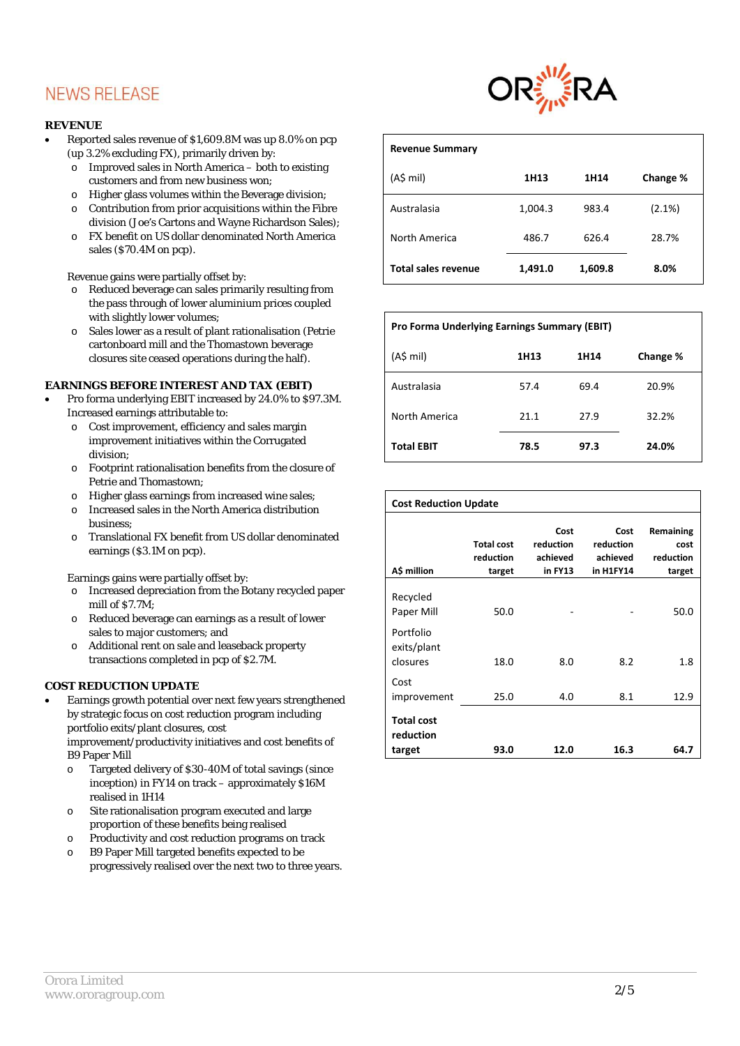# NEWS RELEASE

### REVENUE

- Reported sales revenue of $1,609.8M was up 8.0% on pcp (up 3.2% excluding FX), primarily driven by:
  - Improved sales in North America – both to existing customers and from new business won;
  - Higher glass volumes within the Beverage division;
  - Contribution from prior acquisitions within the Fibre division (Joe's Cartons and Wayne Richardson Sales);
  - FX benefit on US dollar denominated North America sales ($70.4M on pcp).

  Revenue gains were partially offset by:
  - Reduced beverage can sales primarily resulting from the pass through of lower aluminium prices coupled with slightly lower volumes;
  - Sales lower as a result of plant rationalisation (Petrie cartonboard mill and the Thomastown beverage closures site ceased operations during the half).

| Revenue Summary | | | |
|---|---|---|---|
| (A$ mil) | **1H13** | **1H14** | **Change %** |
| Australasia | 1,004.3 | 983.4 | (2.1%) |
| North America | 486.7 | 626.4 | 28.7% |
| **Total sales revenue** | **1,491.0** | **1,609.8** | **8.0%** |

### EARNINGS BEFORE INTEREST AND TAX (EBIT)

- Pro forma underlying EBIT increased by 24.0% to $97.3M. Increased earnings attributable to:
  - Cost improvement, efficiency and sales margin improvement initiatives within the Corrugated division;
  - Footprint rationalisation benefits from the closure of Petrie and Thomastown;
  - Higher glass earnings from increased wine sales;
  - Increased sales in the North America distribution business;
  - Translational FX benefit from US dollar denominated earnings ($3.1M on pcp).

  Earnings gains were partially offset by:
  - Increased depreciation from the Botany recycled paper mill of $7.7M;
  - Reduced beverage can earnings as a result of lower sales to major customers; and
  - Additional rent on sale and leaseback property transactions completed in pcp of $2.7M.

| Pro Forma Underlying Earnings Summary (EBIT) | | | |
|---|---|---|---|
| (A$ mil) | **1H13** | **1H14** | **Change %** |
| Australasia | 57.4 | 69.4 | 20.9% |
| North America | 21.1 | 27.9 | 32.2% |
| **Total EBIT** | **78.5** | **97.3** | **24.0%** |

### COST REDUCTION UPDATE

- Earnings growth potential over next few years strengthened by strategic focus on cost reduction program including portfolio exits/plant closures, cost improvement/productivity initiatives and cost benefits of B9 Paper Mill
  - Targeted delivery of $30-40M of total savings (since inception) in FY14 on track – approximately $16M realised in 1H14
  - Site rationalisation program executed and large proportion of these benefits being realised
  - Productivity and cost reduction programs on track
  - B9 Paper Mill targeted benefits expected to be progressively realised over the next two to three years.

| **A$ million** | **Total cost reduction target** | **Cost reduction achieved in FY13** | **Cost reduction achieved in H1FY14** | **Remaining cost reduction target** |
|---|---|---|---|---|
| Recycled Paper Mill | 50.0 | - | - | 50.0 |
| Portfolio exits/plant closures | 18.0 | 8.0 | 8.2 | 1.8 |
| Cost improvement | 25.0 | 4.0 | 8.1 | 12.9 |
| **Total cost reduction target** | **93.0** | **12.0** | **16.3** | **64.7** |

Orora Limited
www.ororagroup.com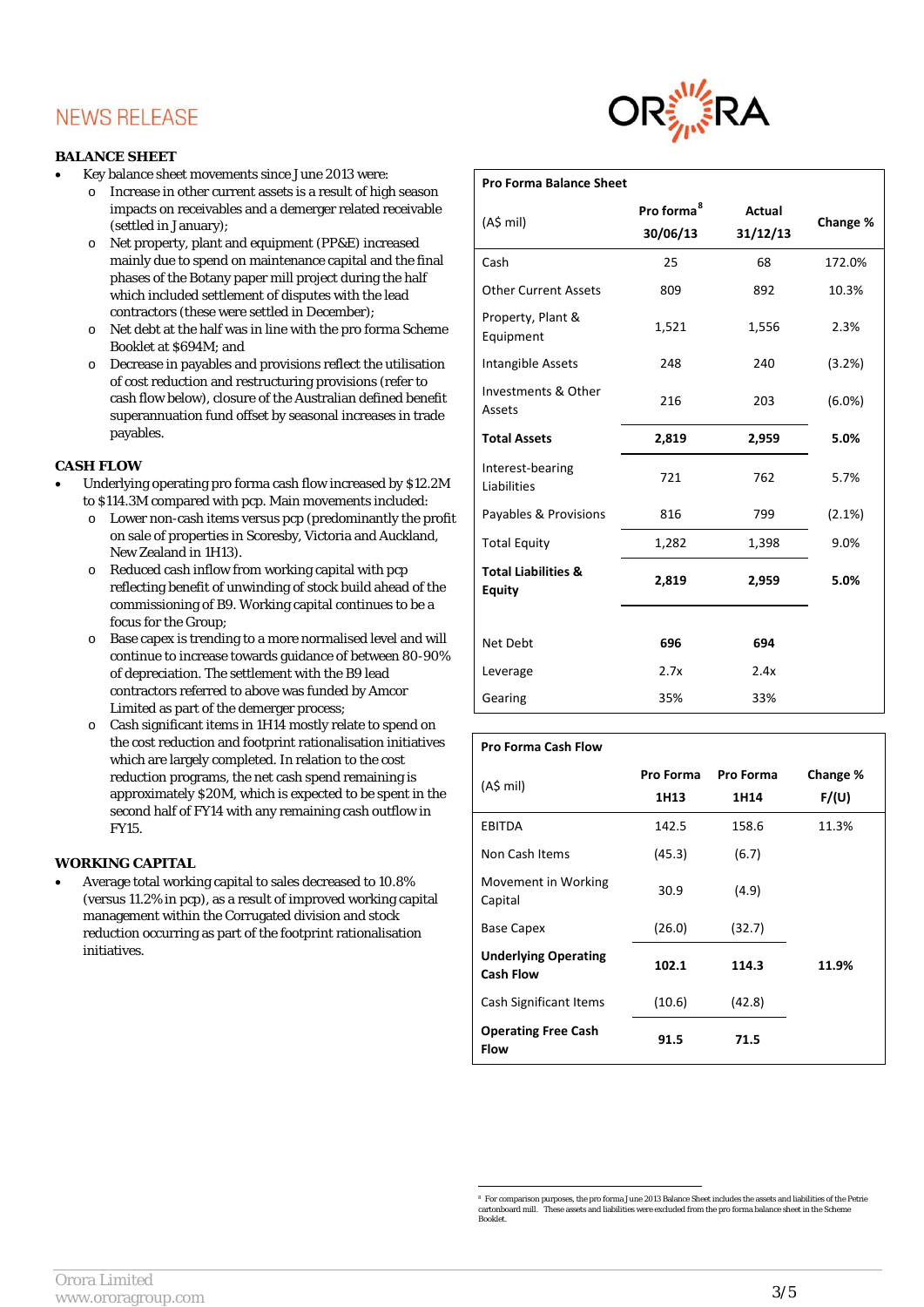NEWS RELEASE

**BALANCE SHEET**

- Key balance sheet movements since June 2013 were:
  - Increase in other current assets is a result of high season impacts on receivables and a demerger related receivable (settled in January);
  - Net property, plant and equipment (PP&E) increased mainly due to spend on maintenance capital and the final phases of the Botany paper mill project during the half which included settlement of disputes with the lead contractors (these were settled in December);
  - Net debt at the half was in line with the pro forma Scheme Booklet at $694M; and
  - Decrease in payables and provisions reflect the utilisation of cost reduction and restructuring provisions (refer to cash flow below), closure of the Australian defined benefit superannuation fund offset by seasonal increases in trade payables.

**CASH FLOW**

- Underlying operating pro forma cash flow increased by $12.2M to $114.3M compared with pcp. Main movements included:
  - Lower non-cash items versus pcp (predominantly the profit on sale of properties in Scoresby, Victoria and Auckland, New Zealand in 1H13).
  - Reduced cash inflow from working capital with pcp reflecting benefit of unwinding of stock build ahead of the commissioning of B9. Working capital continues to be a focus for the Group;
  - Base capex is trending to a more normalised level and will continue to increase towards guidance of between 80-90% of depreciation. The settlement with the B9 lead contractors referred to above was funded by Amcor Limited as part of the demerger process;
  - Cash significant items in 1H14 mostly relate to spend on the cost reduction and footprint rationalisation initiatives which are largely completed. In relation to the cost reduction programs, the net cash spend remaining is approximately $20M, which is expected to be spent in the second half of FY14 with any remaining cash outflow in FY15.

**WORKING CAPITAL**

- Average total working capital to sales decreased to 10.8% (versus 11.2% in pcp), as a result of improved working capital management within the Corrugated division and stock reduction occurring as part of the footprint rationalisation initiatives.

**Pro Forma Balance Sheet**

| (A$ mil) | Pro forma[8] 30/06/13 | Actual 31/12/13 | Change % |
|---|---|---|---|
| Cash | 25 | 68 | 172.0% |
| Other Current Assets | 809 | 892 | 10.3% |
| Property, Plant & Equipment | 1,521 | 1,556 | 2.3% |
| Intangible Assets | 248 | 240 | (3.2%) |
| Investments & Other Assets | 216 | 203 | (6.0%) |
| **Total Assets** | **2,819** | **2,959** | **5.0%** |
| Interest-bearing Liabilities | 721 | 762 | 5.7% |
| Payables & Provisions | 816 | 799 | (2.1%) |
| Total Equity | 1,282 | 1,398 | 9.0% |
| **Total Liabilities & Equity** | **2,819** | **2,959** | **5.0%** |
| | | | |
| Net Debt | **696** | **694** | |
| Leverage | 2.7x | 2.4x | |
| Gearing | 35% | 33% | |

**Pro Forma Cash Flow**

| (A$ mil) | Pro Forma 1H13 | Pro Forma 1H14 | Change % F/(U) |
|---|---|---|---|
| EBITDA | 142.5 | 158.6 | 11.3% |
| Non Cash Items | (45.3) | (6.7) | |
| Movement in Working Capital | 30.9 | (4.9) | |
| Base Capex | (26.0) | (32.7) | |
| **Underlying Operating Cash Flow** | **102.1** | **114.3** | **11.9%** |
| Cash Significant Items | (10.6) | (42.8) | |
| **Operating Free Cash Flow** | **91.5** | **71.5** | |

[8] For comparison purposes, the pro forma June 2013 Balance Sheet includes the assets and liabilities of the Petrie cartonboard mill. These assets and liabilities were excluded from the pro forma balance sheet in the Scheme Booklet.

Orora Limited
www.ororagroup.com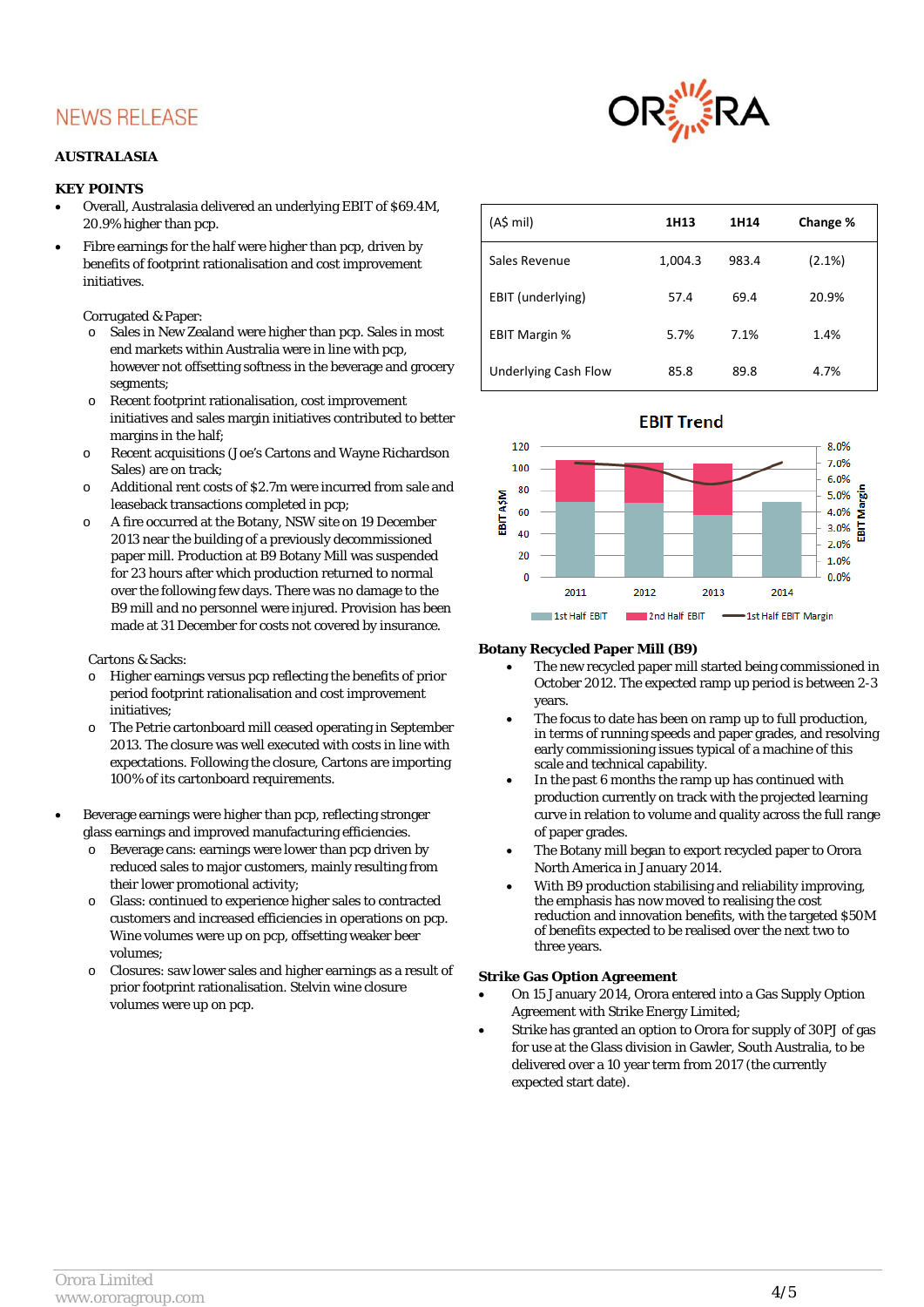NEWS RELEASE

**AUSTRALASIA**

**KEY POINTS**

- Overall, Australasia delivered an underlying EBIT of $69.4M, 20.9% higher than pcp.
- Fibre earnings for the half were higher than pcp, driven by benefits of footprint rationalisation and cost improvement initiatives.

  Corrugated & Paper:
  - Sales in New Zealand were higher than pcp. Sales in most end markets within Australia were in line with pcp, however not offsetting softness in the beverage and grocery segments;
  - Recent footprint rationalisation, cost improvement initiatives and sales margin initiatives contributed to better margins in the half;
  - Recent acquisitions (Joe's Cartons and Wayne Richardson Sales) are on track;
  - Additional rent costs of $2.7m were incurred from sale and leaseback transactions completed in pcp;
  - A fire occurred at the Botany, NSW site on 19 December 2013 near the building of a previously decommissioned paper mill. Production at B9 Botany Mill was suspended for 23 hours after which production returned to normal over the following few days. There was no damage to the B9 mill and no personnel were injured. Provision has been made at 31 December for costs not covered by insurance.

  Cartons & Sacks:
  - Higher earnings versus pcp reflecting the benefits of prior period footprint rationalisation and cost improvement initiatives;
  - The Petrie cartonboard mill ceased operating in September 2013. The closure was well executed with costs in line with expectations. Following the closure, Cartons are importing 100% of its cartonboard requirements.

- Beverage earnings were higher than pcp, reflecting stronger glass earnings and improved manufacturing efficiencies.
  - Beverage cans: earnings were lower than pcp driven by reduced sales to major customers, mainly resulting from their lower promotional activity;
  - Glass: continued to experience higher sales to contracted customers and increased efficiencies in operations on pcp. Wine volumes were up on pcp, offsetting weaker beer volumes;
  - Closures: saw lower sales and higher earnings as a result of prior footprint rationalisation. Stelvin wine closure volumes were up on pcp.

| (A$ mil) | 1H13 | 1H14 | Change % |
|---|---|---|---|
| Sales Revenue | 1,004.3 | 983.4 | (2.1%) |
| EBIT (underlying) | 57.4 | 69.4 | 20.9% |
| EBIT Margin % | 5.7% | 7.1% | 1.4% |
| Underlying Cash Flow | 85.8 | 89.8 | 4.7% |

EBIT Trend

**Botany Recycled Paper Mill (B9)**

- The new recycled paper mill started being commissioned in October 2012. The expected ramp up period is between 2-3 years.
- The focus to date has been on ramp up to full production, in terms of running speeds and paper grades, and resolving early commissioning issues typical of a machine of this scale and technical capability.
- In the past 6 months the ramp up has continued with production currently on track with the projected learning curve in relation to volume and quality across the full range of paper grades.
- The Botany mill began to export recycled paper to Orora North America in January 2014.
- With B9 production stabilising and reliability improving, the emphasis has now moved to realising the cost reduction and innovation benefits, with the targeted $50M of benefits expected to be realised over the next two to three years.

**Strike Gas Option Agreement**

- On 15 January 2014, Orora entered into a Gas Supply Option Agreement with Strike Energy Limited;
- Strike has granted an option to Orora for supply of 30PJ of gas for use at the Glass division in Gawler, South Australia, to be delivered over a 10 year term from 2017 (the currently expected start date).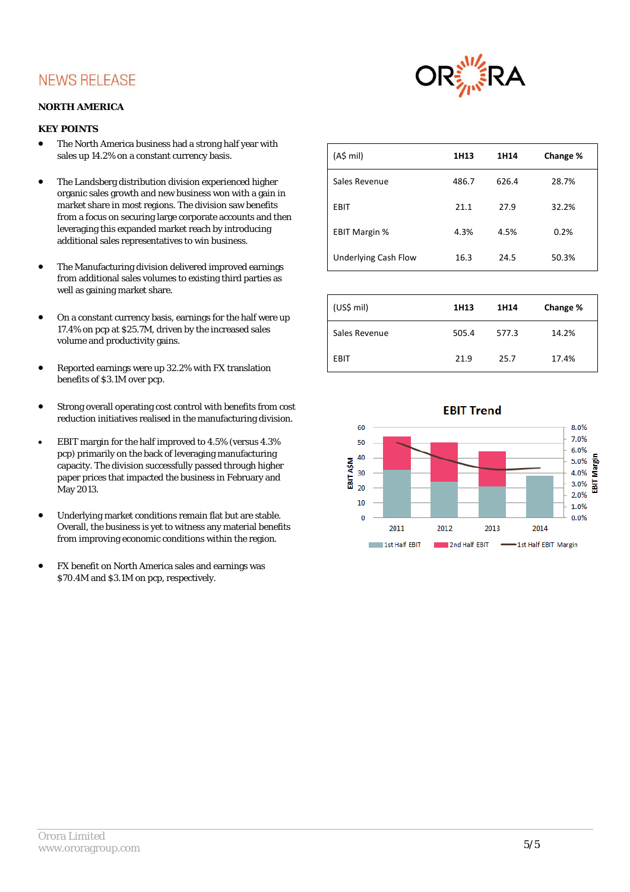# NEWS RELEASE

ORORA

## NORTH AMERICA

### KEY POINTS

- The North America business had a strong half year with sales up 14.2% on a constant currency basis.
- The Landsberg distribution division experienced higher organic sales growth and new business won with a gain in market share in most regions. The division saw benefits from a focus on securing large corporate accounts and then leveraging this expanded market reach by introducing additional sales representatives to win business.
- The Manufacturing division delivered improved earnings from additional sales volumes to existing third parties as well as gaining market share.
- On a constant currency basis, earnings for the half were up 17.4% on pcp at $25.7M, driven by the increased sales volume and productivity gains.
- Reported earnings were up 32.2% with FX translation benefits of $3.1M over pcp.
- Strong overall operating cost control with benefits from cost reduction initiatives realised in the manufacturing division.
- EBIT margin for the half improved to 4.5% (versus 4.3% pcp) primarily on the back of leveraging manufacturing capacity. The division successfully passed through higher paper prices that impacted the business in February and May 2013.
- Underlying market conditions remain flat but are stable. Overall, the business is yet to witness any material benefits from improving economic conditions within the region.
- FX benefit on North America sales and earnings was $70.4M and $3.1M on pcp, respectively.

| (A$ mil) | 1H13 | 1H14 | Change % |
|---|---|---|---|
| Sales Revenue | 486.7 | 626.4 | 28.7% |
| EBIT | 21.1 | 27.9 | 32.2% |
| EBIT Margin % | 4.3% | 4.5% | 0.2% |
| Underlying Cash Flow | 16.3 | 24.5 | 50.3% |

| (US$ mil) | 1H13 | 1H14 | Change % |
|---|---|---|---|
| Sales Revenue | 505.4 | 577.3 | 14.2% |
| EBIT | 21.9 | 25.7 | 17.4% |

EBIT Trend

EBIT A$M: 0, 10, 20, 30, 40, 50, 60

EBIT Margin: 0.0%, 1.0%, 2.0%, 3.0%, 4.0%, 5.0%, 6.0%, 7.0%, 8.0%

2011, 2012, 2013, 2014

1st Half EBIT, 2nd Half EBIT, 1st Half EBIT Margin

Orora Limited
www.ororagroup.com